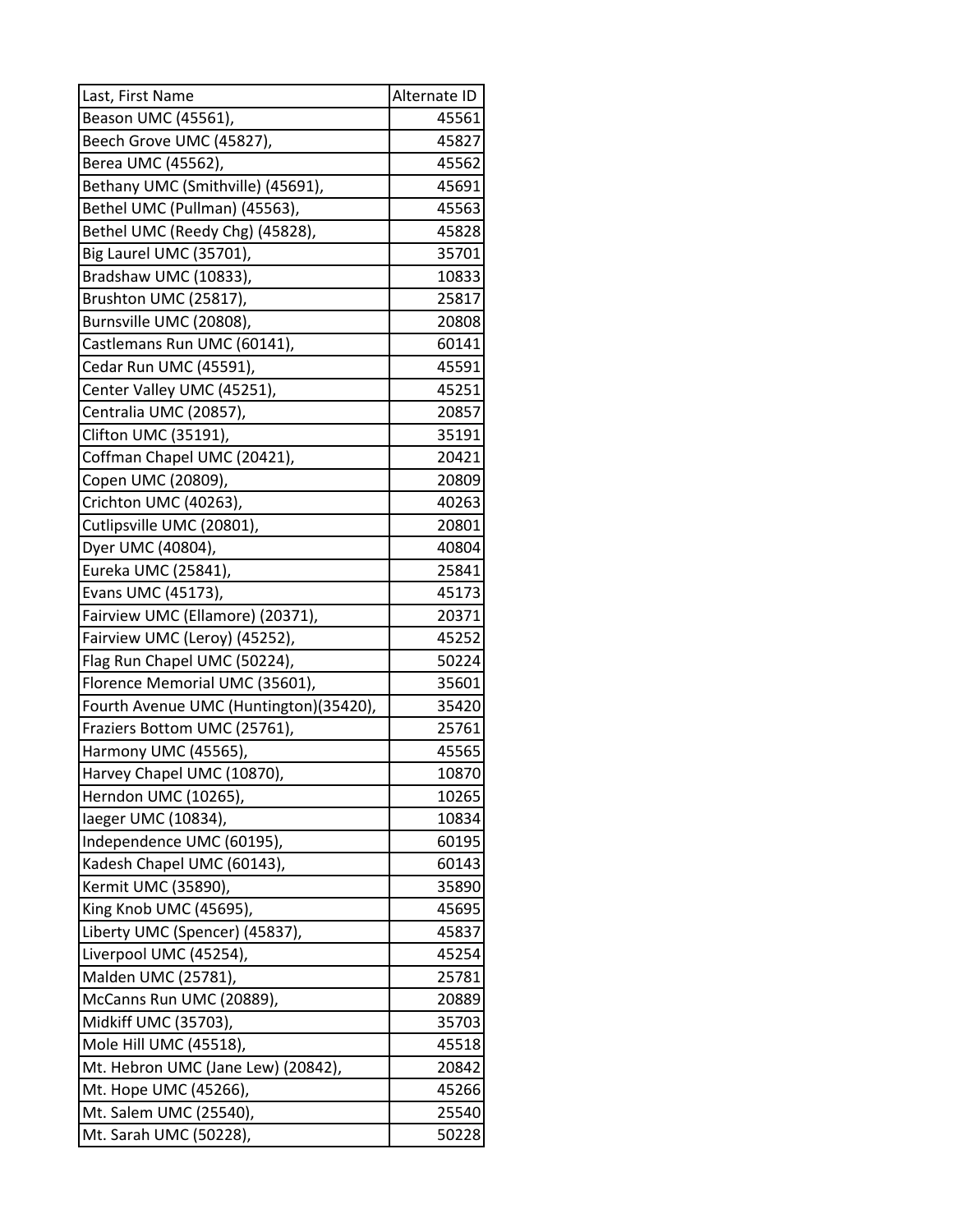| Last, First Name | Alternate ID |
|---|---|
| Beason UMC (45561), | 45561 |
| Beech Grove UMC (45827), | 45827 |
| Berea UMC (45562), | 45562 |
| Bethany UMC (Smithville) (45691), | 45691 |
| Bethel UMC (Pullman) (45563), | 45563 |
| Bethel UMC (Reedy Chg) (45828), | 45828 |
| Big Laurel UMC (35701), | 35701 |
| Bradshaw UMC (10833), | 10833 |
| Brushton UMC (25817), | 25817 |
| Burnsville UMC (20808), | 20808 |
| Castlemans Run UMC (60141), | 60141 |
| Cedar Run UMC (45591), | 45591 |
| Center Valley UMC (45251), | 45251 |
| Centralia UMC (20857), | 20857 |
| Clifton UMC (35191), | 35191 |
| Coffman Chapel UMC (20421), | 20421 |
| Copen UMC (20809), | 20809 |
| Crichton UMC (40263), | 40263 |
| Cutlipsville UMC (20801), | 20801 |
| Dyer UMC (40804), | 40804 |
| Eureka UMC (25841), | 25841 |
| Evans UMC (45173), | 45173 |
| Fairview UMC (Ellamore) (20371), | 20371 |
| Fairview UMC (Leroy) (45252), | 45252 |
| Flag Run Chapel UMC (50224), | 50224 |
| Florence Memorial UMC (35601), | 35601 |
| Fourth Avenue UMC (Huntington)(35420), | 35420 |
| Fraziers Bottom UMC (25761), | 25761 |
| Harmony UMC (45565), | 45565 |
| Harvey Chapel UMC (10870), | 10870 |
| Herndon UMC (10265), | 10265 |
| Iaeger UMC (10834), | 10834 |
| Independence UMC (60195), | 60195 |
| Kadesh Chapel UMC (60143), | 60143 |
| Kermit UMC (35890), | 35890 |
| King Knob UMC (45695), | 45695 |
| Liberty UMC (Spencer) (45837), | 45837 |
| Liverpool UMC (45254), | 45254 |
| Malden UMC (25781), | 25781 |
| McCanns Run UMC (20889), | 20889 |
| Midkiff UMC (35703), | 35703 |
| Mole Hill UMC (45518), | 45518 |
| Mt. Hebron UMC (Jane Lew) (20842), | 20842 |
| Mt. Hope UMC (45266), | 45266 |
| Mt. Salem UMC (25540), | 25540 |
| Mt. Sarah UMC (50228), | 50228 |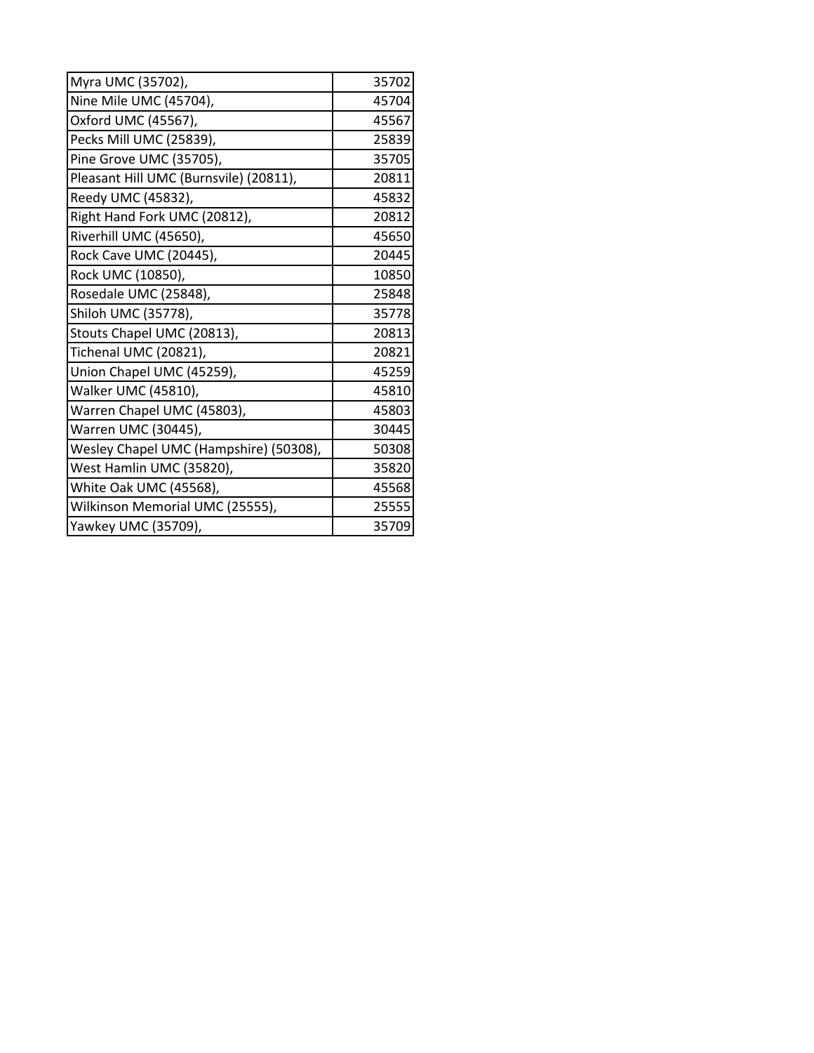| | |
|---|---|
| Myra UMC (35702), | 35702 |
| Nine Mile UMC (45704), | 45704 |
| Oxford UMC (45567), | 45567 |
| Pecks Mill UMC (25839), | 25839 |
| Pine Grove UMC (35705), | 35705 |
| Pleasant Hill UMC (Burnsvile) (20811), | 20811 |
| Reedy UMC (45832), | 45832 |
| Right Hand Fork UMC (20812), | 20812 |
| Riverhill UMC (45650), | 45650 |
| Rock Cave UMC (20445), | 20445 |
| Rock UMC (10850), | 10850 |
| Rosedale UMC (25848), | 25848 |
| Shiloh UMC (35778), | 35778 |
| Stouts Chapel UMC (20813), | 20813 |
| Tichenal UMC (20821), | 20821 |
| Union Chapel UMC (45259), | 45259 |
| Walker UMC (45810), | 45810 |
| Warren Chapel UMC (45803), | 45803 |
| Warren UMC (30445), | 30445 |
| Wesley Chapel UMC (Hampshire) (50308), | 50308 |
| West Hamlin UMC (35820), | 35820 |
| White Oak UMC (45568), | 45568 |
| Wilkinson Memorial UMC (25555), | 25555 |
| Yawkey UMC (35709), | 35709 |